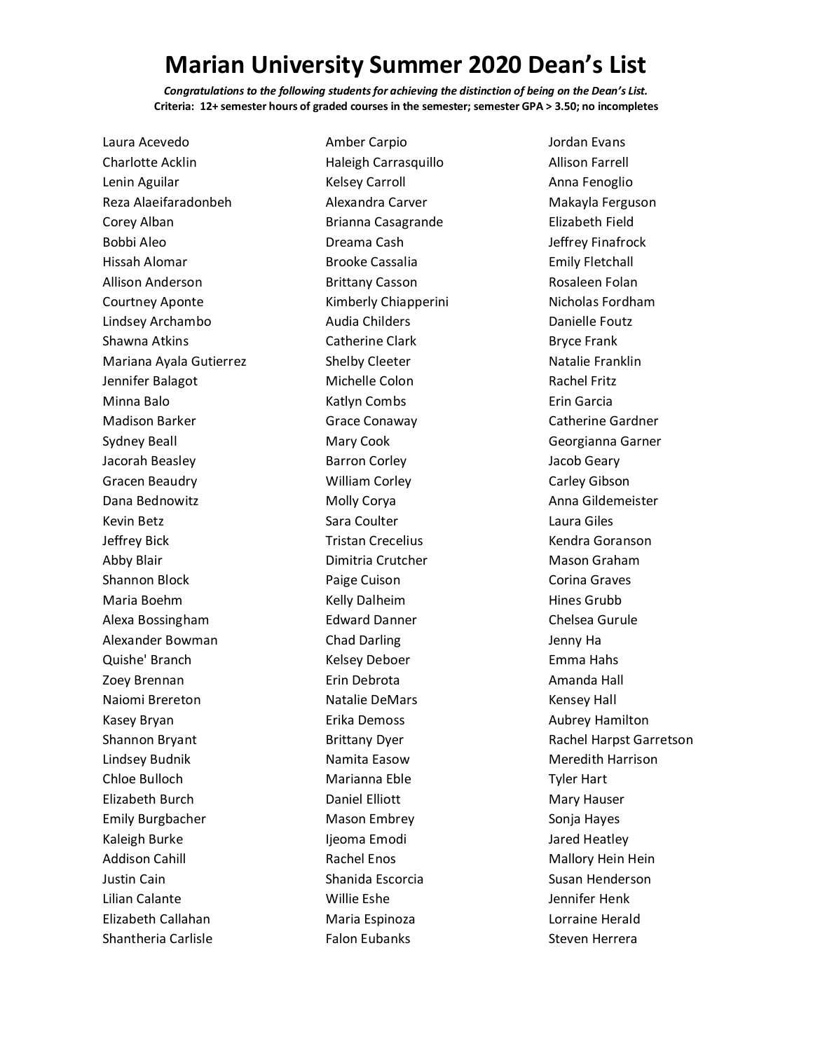# Marian University Summer 2020 Dean's List

***Congratulations to the following students for achieving the distinction of being on the Dean's List.***

**Criteria: 12+ semester hours of graded courses in the semester; semester GPA > 3.50; no incompletes**

Laura Acevedo
Charlotte Acklin
Lenin Aguilar
Reza Alaeifaradonbeh
Corey Alban
Bobbi Aleo
Hissah Alomar
Allison Anderson
Courtney Aponte
Lindsey Archambo
Shawna Atkins
Mariana Ayala Gutierrez
Jennifer Balagot
Minna Balo
Madison Barker
Sydney Beall
Jacorah Beasley
Gracen Beaudry
Dana Bednowitz
Kevin Betz
Jeffrey Bick
Abby Blair
Shannon Block
Maria Boehm
Alexa Bossingham
Alexander Bowman
Quishe' Branch
Zoey Brennan
Naiomi Brereton
Kasey Bryan
Shannon Bryant
Lindsey Budnik
Chloe Bulloch
Elizabeth Burch
Emily Burgbacher
Kaleigh Burke
Addison Cahill
Justin Cain
Lilian Calante
Elizabeth Callahan
Shantheria Carlisle
Amber Carpio
Haleigh Carrasquillo
Kelsey Carroll
Alexandra Carver
Brianna Casagrande
Dreama Cash
Brooke Cassalia
Brittany Casson
Kimberly Chiapperini
Audia Childers
Catherine Clark
Shelby Cleeter
Michelle Colon
Katlyn Combs
Grace Conaway
Mary Cook
Barron Corley
William Corley
Molly Corya
Sara Coulter
Tristan Crecelius
Dimitria Crutcher
Paige Cuison
Kelly Dalheim
Edward Danner
Chad Darling
Kelsey Deboer
Erin Debrota
Natalie DeMars
Erika Demoss
Brittany Dyer
Namita Easow
Marianna Eble
Daniel Elliott
Mason Embrey
Ijeoma Emodi
Rachel Enos
Shanida Escorcia
Willie Eshe
Maria Espinoza
Falon Eubanks
Jordan Evans
Allison Farrell
Anna Fenoglio
Makayla Ferguson
Elizabeth Field
Jeffrey Finafrock
Emily Fletchall
Rosaleen Folan
Nicholas Fordham
Danielle Foutz
Bryce Frank
Natalie Franklin
Rachel Fritz
Erin Garcia
Catherine Gardner
Georgianna Garner
Jacob Geary
Carley Gibson
Anna Gildemeister
Laura Giles
Kendra Goranson
Mason Graham
Corina Graves
Hines Grubb
Chelsea Gurule
Jenny Ha
Emma Hahs
Amanda Hall
Kensey Hall
Aubrey Hamilton
Rachel Harpst Garretson
Meredith Harrison
Tyler Hart
Mary Hauser
Sonja Hayes
Jared Heatley
Mallory Hein Hein
Susan Henderson
Jennifer Henk
Lorraine Herald
Steven Herrera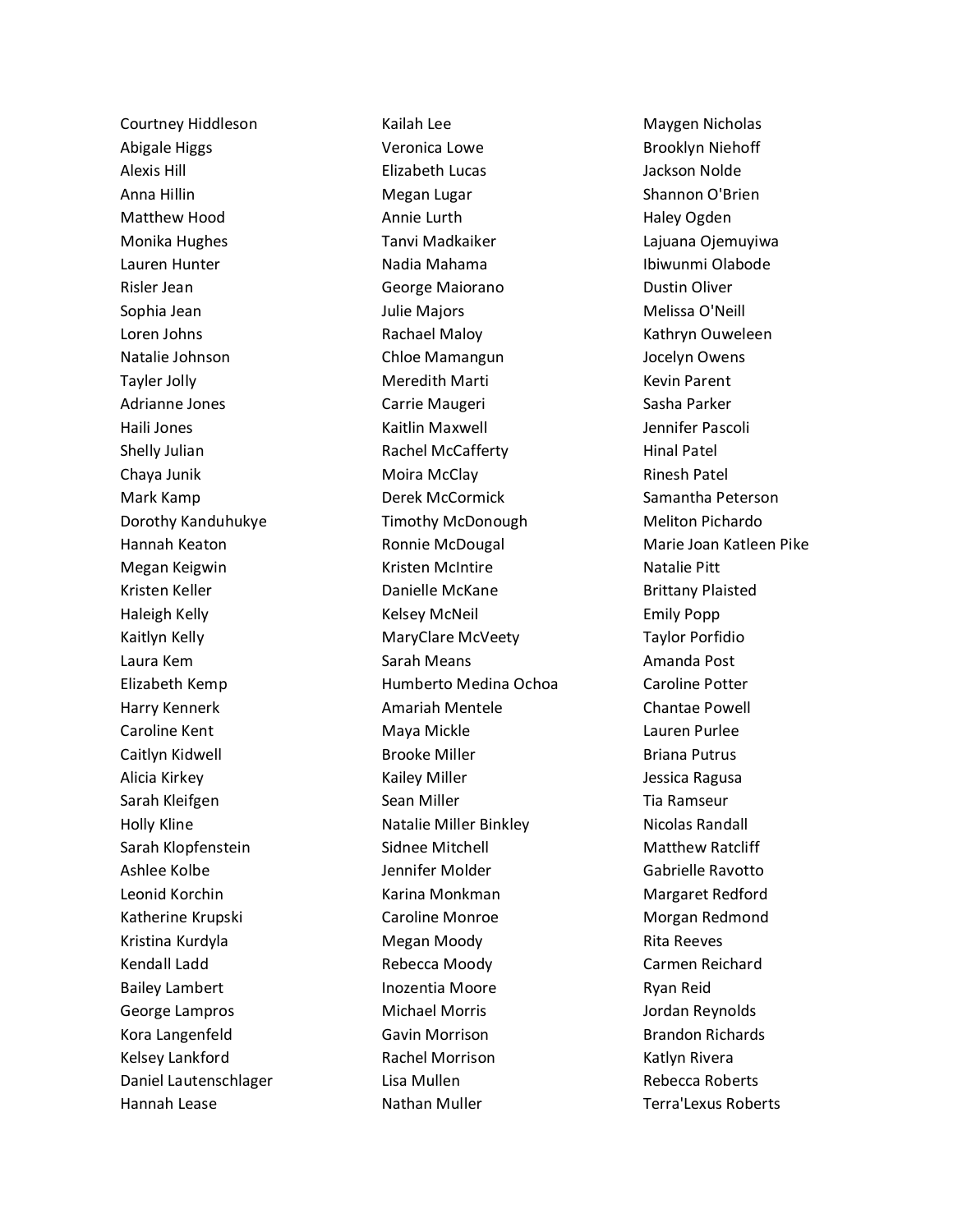Courtney Hiddleson
Abigale Higgs
Alexis Hill
Anna Hillin
Matthew Hood
Monika Hughes
Lauren Hunter
Risler Jean
Sophia Jean
Loren Johns
Natalie Johnson
Tayler Jolly
Adrianne Jones
Haili Jones
Shelly Julian
Chaya Junik
Mark Kamp
Dorothy Kanduhukye
Hannah Keaton
Megan Keigwin
Kristen Keller
Haleigh Kelly
Kaitlyn Kelly
Laura Kem
Elizabeth Kemp
Harry Kennerk
Caroline Kent
Caitlyn Kidwell
Alicia Kirkey
Sarah Kleifgen
Holly Kline
Sarah Klopfenstein
Ashlee Kolbe
Leonid Korchin
Katherine Krupski
Kristina Kurdyla
Kendall Ladd
Bailey Lambert
George Lampros
Kora Langenfeld
Kelsey Lankford
Daniel Lautenschlager
Hannah Lease
Kailah Lee
Veronica Lowe
Elizabeth Lucas
Megan Lugar
Annie Lurth
Tanvi Madkaiker
Nadia Mahama
George Maiorano
Julie Majors
Rachael Maloy
Chloe Mamangun
Meredith Marti
Carrie Maugeri
Kaitlin Maxwell
Rachel McCafferty
Moira McClay
Derek McCormick
Timothy McDonough
Ronnie McDougal
Kristen McIntire
Danielle McKane
Kelsey McNeil
MaryClare McVeety
Sarah Means
Humberto Medina Ochoa
Amariah Mentele
Maya Mickle
Brooke Miller
Kailey Miller
Sean Miller
Natalie Miller Binkley
Sidnee Mitchell
Jennifer Molder
Karina Monkman
Caroline Monroe
Megan Moody
Rebecca Moody
Inozentia Moore
Michael Morris
Gavin Morrison
Rachel Morrison
Lisa Mullen
Nathan Muller
Maygen Nicholas
Brooklyn Niehoff
Jackson Nolde
Shannon O'Brien
Haley Ogden
Lajuana Ojemuyiwa
Ibiwunmi Olabode
Dustin Oliver
Melissa O'Neill
Kathryn Ouweleen
Jocelyn Owens
Kevin Parent
Sasha Parker
Jennifer Pascoli
Hinal Patel
Rinesh Patel
Samantha Peterson
Meliton Pichardo
Marie Joan Katleen Pike
Natalie Pitt
Brittany Plaisted
Emily Popp
Taylor Porfidio
Amanda Post
Caroline Potter
Chantae Powell
Lauren Purlee
Briana Putrus
Jessica Ragusa
Tia Ramseur
Nicolas Randall
Matthew Ratcliff
Gabrielle Ravotto
Margaret Redford
Morgan Redmond
Rita Reeves
Carmen Reichard
Ryan Reid
Jordan Reynolds
Brandon Richards
Katlyn Rivera
Rebecca Roberts
Terra'Lexus Roberts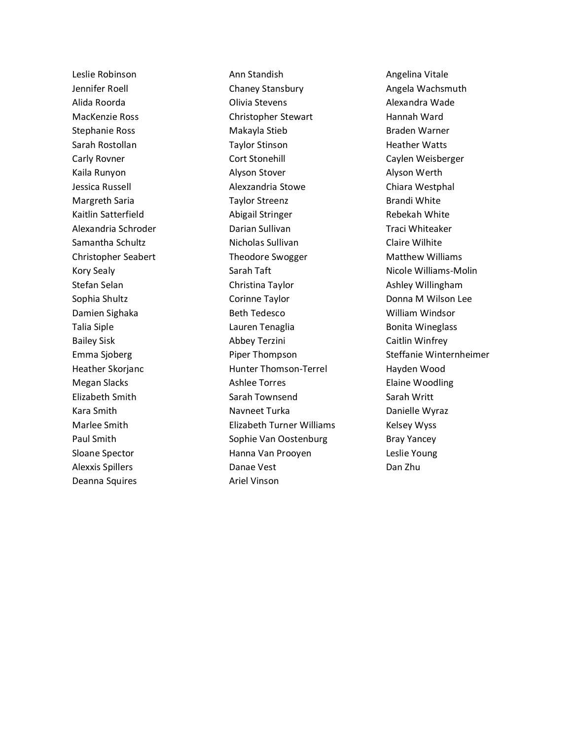Leslie Robinson
Jennifer Roell
Alida Roorda
MacKenzie Ross
Stephanie Ross
Sarah Rostollan
Carly Rovner
Kaila Runyon
Jessica Russell
Margreth Saria
Kaitlin Satterfield
Alexandria Schroder
Samantha Schultz
Christopher Seabert
Kory Sealy
Stefan Selan
Sophia Shultz
Damien Sighaka
Talia Siple
Bailey Sisk
Emma Sjoberg
Heather Skorjanc
Megan Slacks
Elizabeth Smith
Kara Smith
Marlee Smith
Paul Smith
Sloane Spector
Alexxis Spillers
Deanna Squires

Ann Standish
Chaney Stansbury
Olivia Stevens
Christopher Stewart
Makayla Stieb
Taylor Stinson
Cort Stonehill
Alyson Stover
Alexzandria Stowe
Taylor Streenz
Abigail Stringer
Darian Sullivan
Nicholas Sullivan
Theodore Swogger
Sarah Taft
Christina Taylor
Corinne Taylor
Beth Tedesco
Lauren Tenaglia
Abbey Terzini
Piper Thompson
Hunter Thomson-Terrel
Ashlee Torres
Sarah Townsend
Navneet Turka
Elizabeth Turner Williams
Sophie Van Oostenburg
Hanna Van Prooyen
Danae Vest
Ariel Vinson

Angelina Vitale
Angela Wachsmuth
Alexandra Wade
Hannah Ward
Braden Warner
Heather Watts
Caylen Weisberger
Alyson Werth
Chiara Westphal
Brandi White
Rebekah White
Traci Whiteaker
Claire Wilhite
Matthew Williams
Nicole Williams-Molin
Ashley Willingham
Donna M Wilson Lee
William Windsor
Bonita Wineglass
Caitlin Winfrey
Steffanie Winternheimer
Hayden Wood
Elaine Woodling
Sarah Writt
Danielle Wyraz
Kelsey Wyss
Bray Yancey
Leslie Young
Dan Zhu